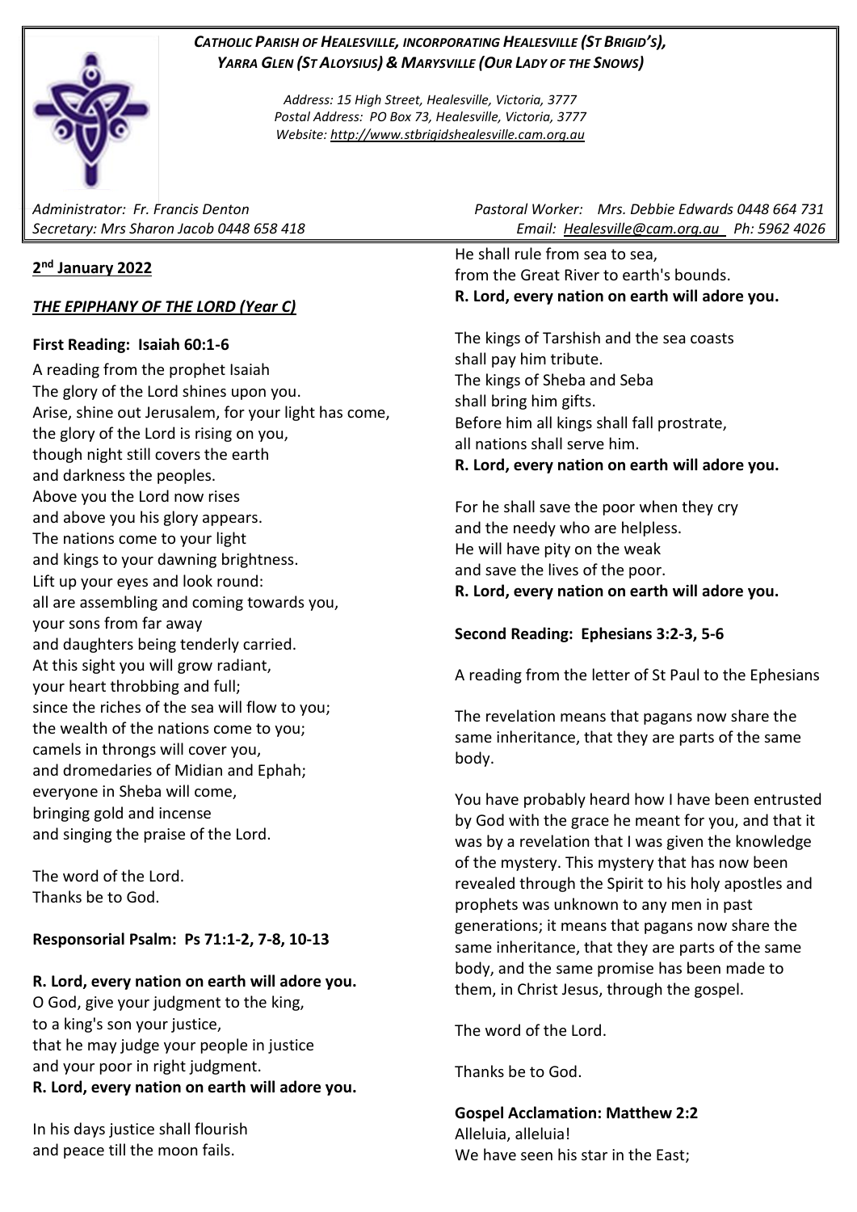***Catholic Parish of Healesville, incorporating Healesville (St Brigid's), Yarra Glen (St Aloysius) & Marysville (Our Lady of the Snows)***

*Address: 15 High Street, Healesville, Victoria, 3777*
*Postal Address: PO Box 73, Healesville, Victoria, 3777*
*Website: http://www.stbrigidshealesville.cam.org.au*

*Administrator: Fr. Francis Denton* | *Pastoral Worker: Mrs. Debbie Edwards 0448 664 731*
*Secretary: Mrs Sharon Jacob 0448 658 418* | *Email: Healesville@cam.org.au Ph: 5962 4026*

**2nd January 2022**

***THE EPIPHANY OF THE LORD (Year C)***

**First Reading: Isaiah 60:1-6**

A reading from the prophet Isaiah
The glory of the Lord shines upon you.
Arise, shine out Jerusalem, for your light has come,
the glory of the Lord is rising on you,
though night still covers the earth
and darkness the peoples.
Above you the Lord now rises
and above you his glory appears.
The nations come to your light
and kings to your dawning brightness.
Lift up your eyes and look round:
all are assembling and coming towards you,
your sons from far away
and daughters being tenderly carried.
At this sight you will grow radiant,
your heart throbbing and full;
since the riches of the sea will flow to you;
the wealth of the nations come to you;
camels in throngs will cover you,
and dromedaries of Midian and Ephah;
everyone in Sheba will come,
bringing gold and incense
and singing the praise of the Lord.

The word of the Lord.
Thanks be to God.

**Responsorial Psalm: Ps 71:1-2, 7-8, 10-13**

**R. Lord, every nation on earth will adore you.**
O God, give your judgment to the king,
to a king's son your justice,
that he may judge your people in justice
and your poor in right judgment.
**R. Lord, every nation on earth will adore you.**

In his days justice shall flourish
and peace till the moon fails.
He shall rule from sea to sea,
from the Great River to earth's bounds.
**R. Lord, every nation on earth will adore you.**

The kings of Tarshish and the sea coasts
shall pay him tribute.
The kings of Sheba and Seba
shall bring him gifts.
Before him all kings shall fall prostrate,
all nations shall serve him.
**R. Lord, every nation on earth will adore you.**

For he shall save the poor when they cry
and the needy who are helpless.
He will have pity on the weak
and save the lives of the poor.
**R. Lord, every nation on earth will adore you.**

**Second Reading: Ephesians 3:2-3, 5-6**

A reading from the letter of St Paul to the Ephesians

The revelation means that pagans now share the same inheritance, that they are parts of the same body.

You have probably heard how I have been entrusted by God with the grace he meant for you, and that it was by a revelation that I was given the knowledge of the mystery. This mystery that has now been revealed through the Spirit to his holy apostles and prophets was unknown to any men in past generations; it means that pagans now share the same inheritance, that they are parts of the same body, and the same promise has been made to them, in Christ Jesus, through the gospel.

The word of the Lord.

Thanks be to God.

**Gospel Acclamation: Matthew 2:2**
Alleluia, alleluia!
We have seen his star in the East;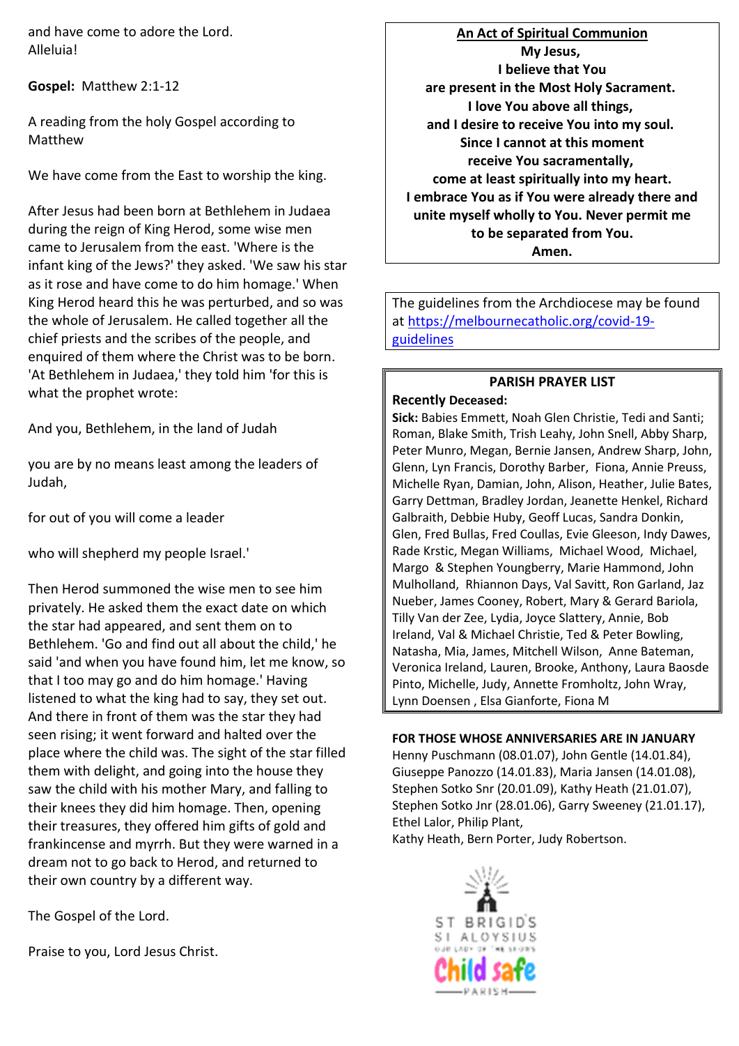and have come to adore the Lord.
Alleluia!

**Gospel:** Matthew 2:1-12

A reading from the holy Gospel according to Matthew

We have come from the East to worship the king.

After Jesus had been born at Bethlehem in Judaea during the reign of King Herod, some wise men came to Jerusalem from the east. 'Where is the infant king of the Jews?' they asked. 'We saw his star as it rose and have come to do him homage.' When King Herod heard this he was perturbed, and so was the whole of Jerusalem. He called together all the chief priests and the scribes of the people, and enquired of them where the Christ was to be born. 'At Bethlehem in Judaea,' they told him 'for this is what the prophet wrote:

And you, Bethlehem, in the land of Judah

you are by no means least among the leaders of Judah,

for out of you will come a leader

who will shepherd my people Israel.'

Then Herod summoned the wise men to see him privately. He asked them the exact date on which the star had appeared, and sent them on to Bethlehem. 'Go and find out all about the child,' he said 'and when you have found him, let me know, so that I too may go and do him homage.' Having listened to what the king had to say, they set out. And there in front of them was the star they had seen rising; it went forward and halted over the place where the child was. The sight of the star filled them with delight, and going into the house they saw the child with his mother Mary, and falling to their knees they did him homage. Then, opening their treasures, they offered him gifts of gold and frankincense and myrrh. But they were warned in a dream not to go back to Herod, and returned to their own country by a different way.

The Gospel of the Lord.

Praise to you, Lord Jesus Christ.

**An Act of Spiritual Communion**

**My Jesus,
I believe that You
are present in the Most Holy Sacrament.
I love You above all things,
and I desire to receive You into my soul.
Since I cannot at this moment
receive You sacramentally,
come at least spiritually into my heart.
I embrace You as if You were already there and unite myself wholly to You. Never permit me to be separated from You.
Amen.**

The guidelines from the Archdiocese may be found at https://melbournecatholic.org/covid-19-guidelines

**PARISH PRAYER LIST**

**Recently Deceased:**

**Sick:** Babies Emmett, Noah Glen Christie, Tedi and Santi; Roman, Blake Smith, Trish Leahy, John Snell, Abby Sharp, Peter Munro, Megan, Bernie Jansen, Andrew Sharp, John, Glenn, Lyn Francis, Dorothy Barber, Fiona, Annie Preuss, Michelle Ryan, Damian, John, Alison, Heather, Julie Bates, Garry Dettman, Bradley Jordan, Jeanette Henkel, Richard Galbraith, Debbie Huby, Geoff Lucas, Sandra Donkin, Glen, Fred Bullas, Fred Coullas, Evie Gleeson, Indy Dawes, Rade Krstic, Megan Williams, Michael Wood, Michael, Margo & Stephen Youngberry, Marie Hammond, John Mulholland, Rhiannon Days, Val Savitt, Ron Garland, Jaz Nueber, James Cooney, Robert, Mary & Gerard Bariola, Tilly Van der Zee, Lydia, Joyce Slattery, Annie, Bob Ireland, Val & Michael Christie, Ted & Peter Bowling, Natasha, Mia, James, Mitchell Wilson, Anne Bateman, Veronica Ireland, Lauren, Brooke, Anthony, Laura Baosde Pinto, Michelle, Judy, Annette Fromholtz, John Wray, Lynn Doensen , Elsa Gianforte, Fiona M

**FOR THOSE WHOSE ANNIVERSARIES ARE IN JANUARY**

Henny Puschmann (08.01.07), John Gentle (14.01.84), Giuseppe Panozzo (14.01.83), Maria Jansen (14.01.08), Stephen Sotko Snr (20.01.09), Kathy Heath (21.01.07), Stephen Sotko Jnr (28.01.06), Garry Sweeney (21.01.17), Ethel Lalor, Philip Plant,
Kathy Heath, Bern Porter, Judy Robertson.

ST BRIGID'S
ST ALOYSIUS
OUR LADY OF THE SNOWS
Child safe
PARISH